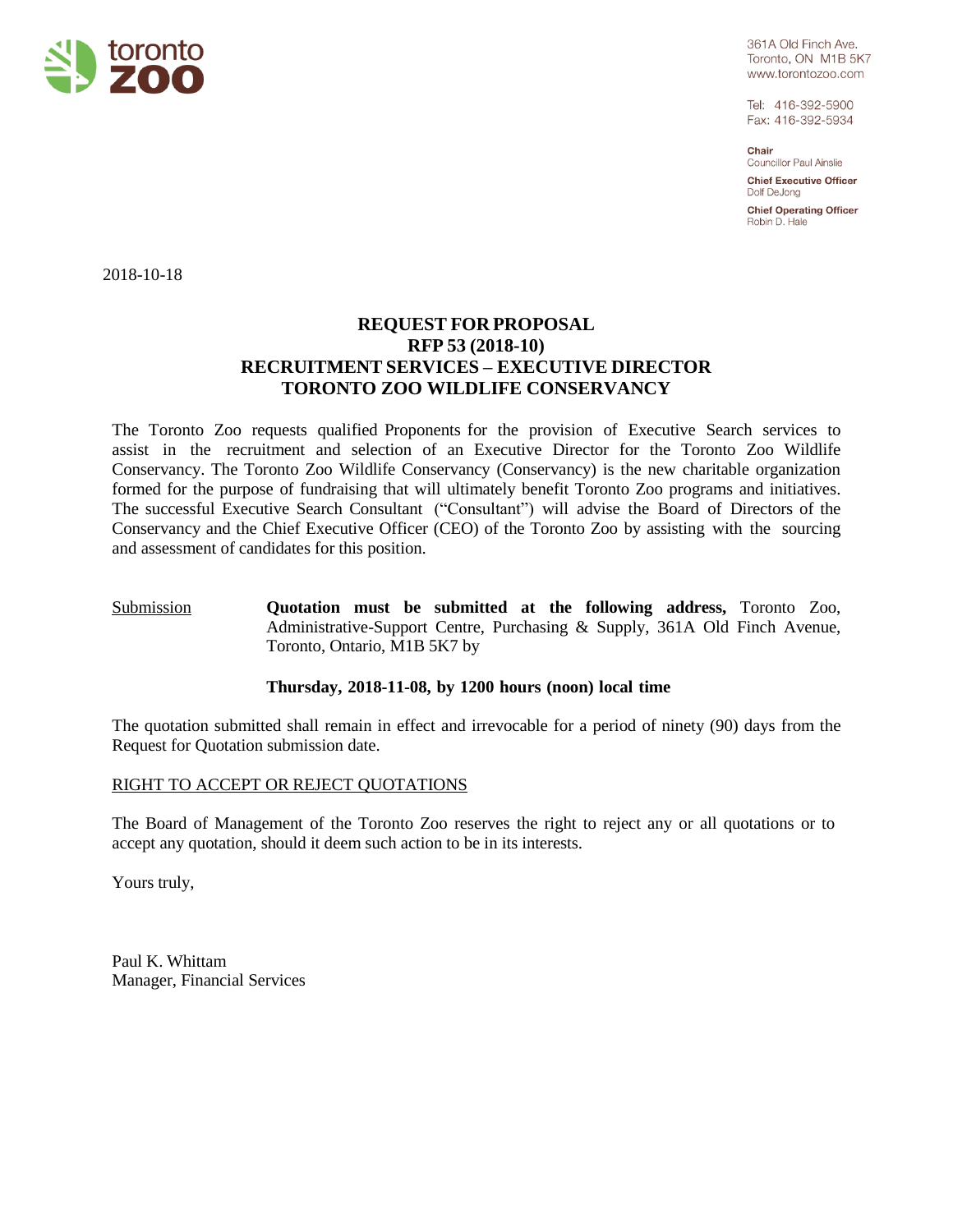toronto **zoo**

361A Old Finch Ave.
Toronto, ON M1B 5K7
www.torontozoo.com

Tel: 416-392-5900
Fax: 416-392-5934

**Chair**
Councillor Paul Ainslie

**Chief Executive Officer**
Dolf DeJong

**Chief Operating Officer**
Robin D. Hale

2018-10-18

# REQUEST FOR PROPOSAL
## RFP 53 (2018-10)
## RECRUITMENT SERVICES – EXECUTIVE DIRECTOR
## TORONTO ZOO WILDLIFE CONSERVANCY

The Toronto Zoo requests qualified Proponents for the provision of Executive Search services to assist in the recruitment and selection of an Executive Director for the Toronto Zoo Wildlife Conservancy. The Toronto Zoo Wildlife Conservancy (Conservancy) is the new charitable organization formed for the purpose of fundraising that will ultimately benefit Toronto Zoo programs and initiatives. The successful Executive Search Consultant ("Consultant") will advise the Board of Directors of the Conservancy and the Chief Executive Officer (CEO) of the Toronto Zoo by assisting with the sourcing and assessment of candidates for this position.

Submission **Quotation must be submitted at the following address,** Toronto Zoo, Administrative-Support Centre, Purchasing & Supply, 361A Old Finch Avenue, Toronto, Ontario, M1B 5K7 by

**Thursday, 2018-11-08, by 1200 hours (noon) local time**

The quotation submitted shall remain in effect and irrevocable for a period of ninety (90) days from the Request for Quotation submission date.

RIGHT TO ACCEPT OR REJECT QUOTATIONS

The Board of Management of the Toronto Zoo reserves the right to reject any or all quotations or to accept any quotation, should it deem such action to be in its interests.

Yours truly,

Paul K. Whittam
Manager, Financial Services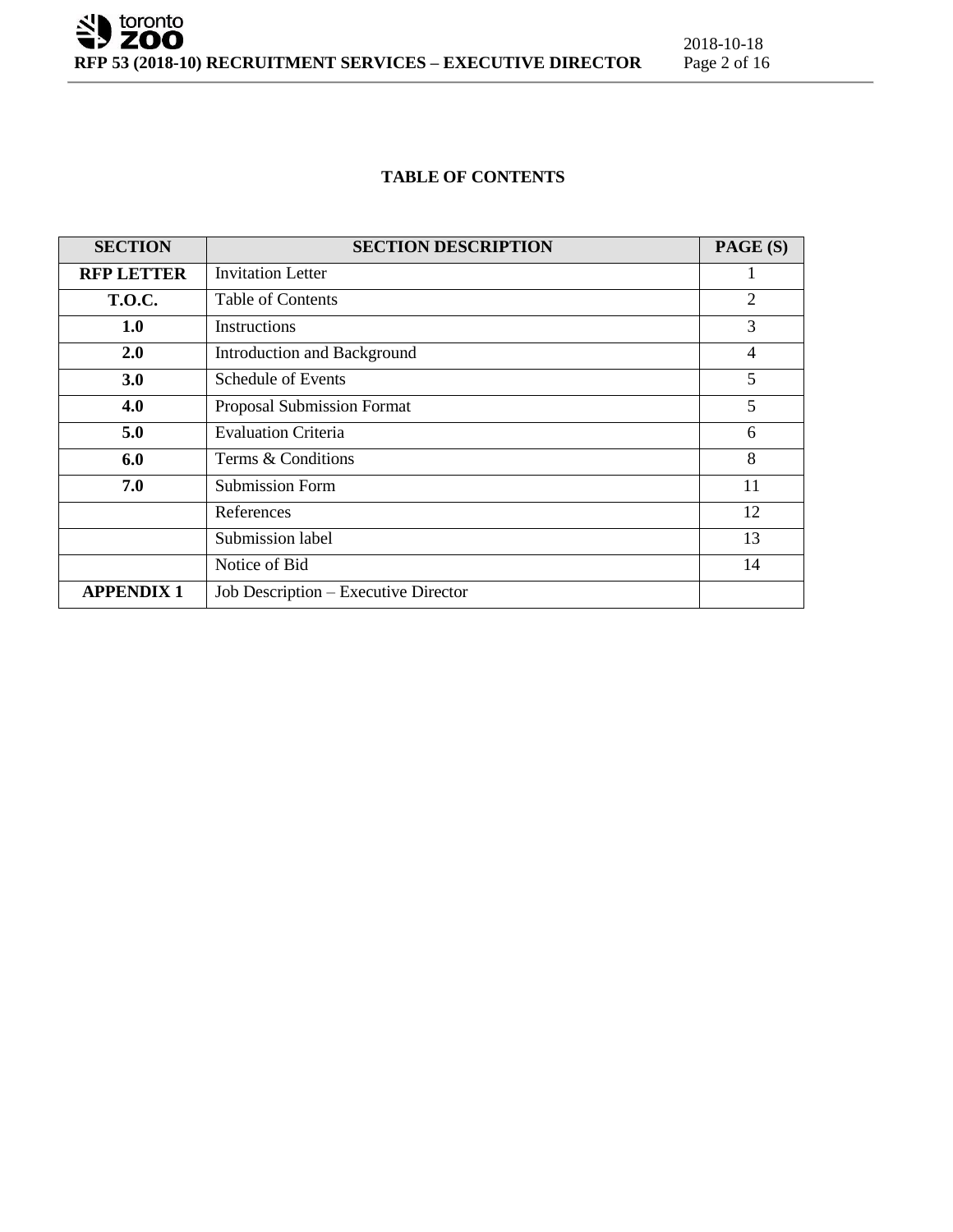## TABLE OF CONTENTS

| SECTION | SECTION DESCRIPTION | PAGE (S) |
|---|---|---|
| **RFP LETTER** | Invitation Letter | 1 |
| **T.O.C.** | Table of Contents | 2 |
| **1.0** | Instructions | 3 |
| **2.0** | Introduction and Background | 4 |
| **3.0** | Schedule of Events | 5 |
| **4.0** | Proposal Submission Format | 5 |
| **5.0** | Evaluation Criteria | 6 |
| **6.0** | Terms & Conditions | 8 |
| **7.0** | Submission Form | 11 |
| | References | 12 |
| | Submission label | 13 |
| | Notice of Bid | 14 |
| **APPENDIX 1** | Job Description – Executive Director | |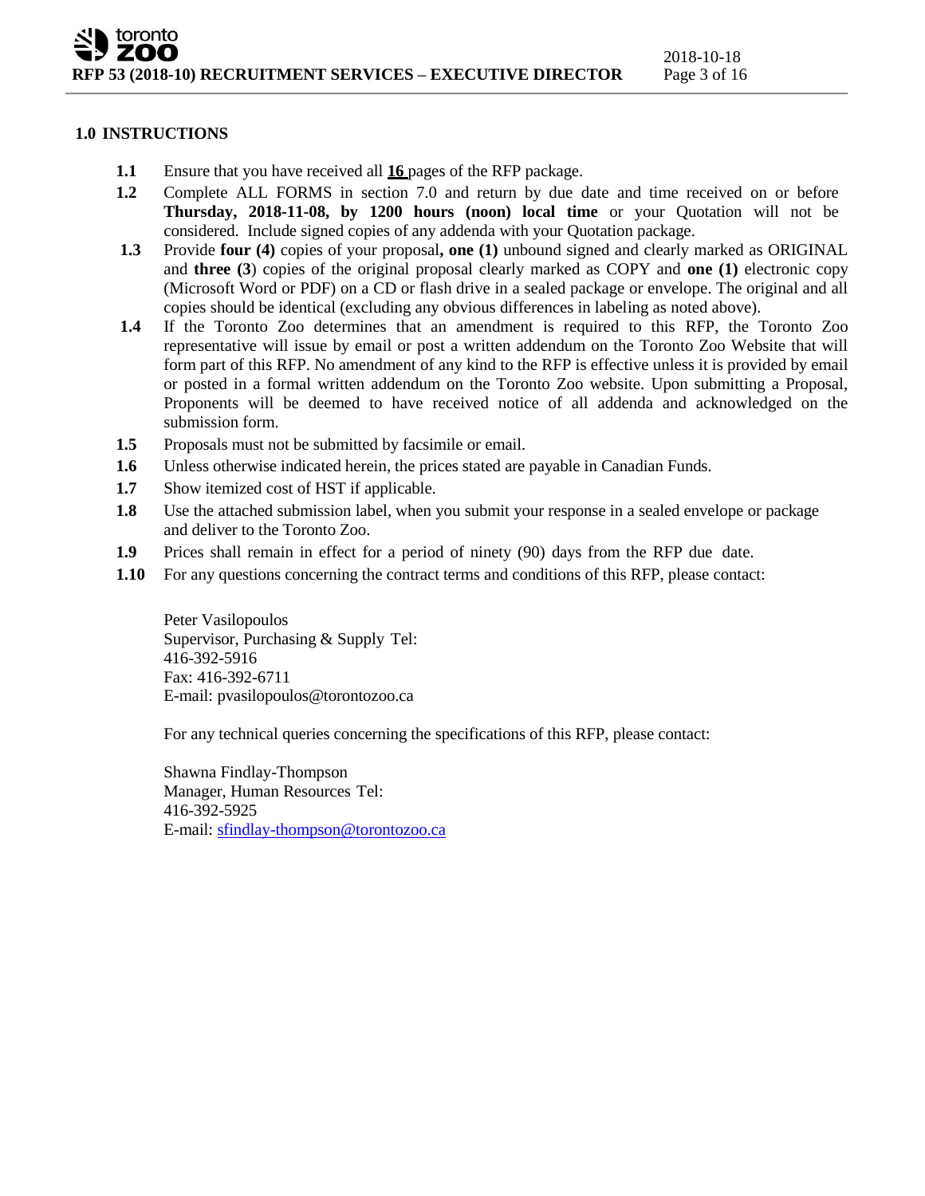## 1.0 INSTRUCTIONS

**1.1** Ensure that you have received all **16** pages of the RFP package.

**1.2** Complete ALL FORMS in section 7.0 and return by due date and time received on or before **Thursday, 2018-11-08, by 1200 hours (noon) local time** or your Quotation will not be considered. Include signed copies of any addenda with your Quotation package.

**1.3** Provide **four (4)** copies of your proposal**, one (1)** unbound signed and clearly marked as ORIGINAL and **three (3**) copies of the original proposal clearly marked as COPY and **one (1)** electronic copy (Microsoft Word or PDF) on a CD or flash drive in a sealed package or envelope. The original and all copies should be identical (excluding any obvious differences in labeling as noted above).

**1.4** If the Toronto Zoo determines that an amendment is required to this RFP, the Toronto Zoo representative will issue by email or post a written addendum on the Toronto Zoo Website that will form part of this RFP. No amendment of any kind to the RFP is effective unless it is provided by email or posted in a formal written addendum on the Toronto Zoo website. Upon submitting a Proposal, Proponents will be deemed to have received notice of all addenda and acknowledged on the submission form.

**1.5** Proposals must not be submitted by facsimile or email.

**1.6** Unless otherwise indicated herein, the prices stated are payable in Canadian Funds.

**1.7** Show itemized cost of HST if applicable.

**1.8** Use the attached submission label, when you submit your response in a sealed envelope or package and deliver to the Toronto Zoo.

**1.9** Prices shall remain in effect for a period of ninety (90) days from the RFP due date.

**1.10** For any questions concerning the contract terms and conditions of this RFP, please contact:

Peter Vasilopoulos
Supervisor, Purchasing & Supply Tel:
416-392-5916
Fax: 416-392-6711
E-mail: pvasilopoulos@torontozoo.ca

For any technical queries concerning the specifications of this RFP, please contact:

Shawna Findlay-Thompson
Manager, Human Resources Tel:
416-392-5925
E-mail: sfindlay-thompson@torontozoo.ca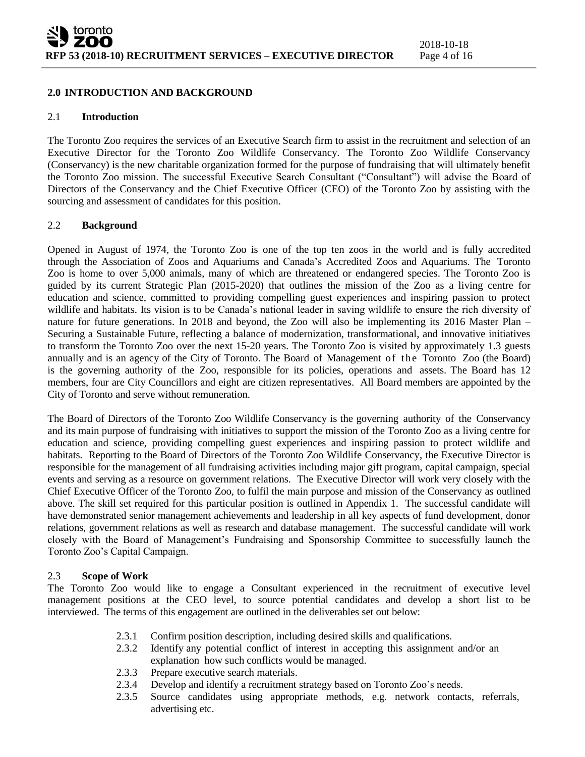## 2.0 INTRODUCTION AND BACKGROUND

### 2.1 Introduction

The Toronto Zoo requires the services of an Executive Search firm to assist in the recruitment and selection of an Executive Director for the Toronto Zoo Wildlife Conservancy. The Toronto Zoo Wildlife Conservancy (Conservancy) is the new charitable organization formed for the purpose of fundraising that will ultimately benefit the Toronto Zoo mission. The successful Executive Search Consultant ("Consultant") will advise the Board of Directors of the Conservancy and the Chief Executive Officer (CEO) of the Toronto Zoo by assisting with the sourcing and assessment of candidates for this position.

### 2.2 Background

Opened in August of 1974, the Toronto Zoo is one of the top ten zoos in the world and is fully accredited through the Association of Zoos and Aquariums and Canada's Accredited Zoos and Aquariums. The Toronto Zoo is home to over 5,000 animals, many of which are threatened or endangered species. The Toronto Zoo is guided by its current Strategic Plan (2015-2020) that outlines the mission of the Zoo as a living centre for education and science, committed to providing compelling guest experiences and inspiring passion to protect wildlife and habitats. Its vision is to be Canada's national leader in saving wildlife to ensure the rich diversity of nature for future generations. In 2018 and beyond, the Zoo will also be implementing its 2016 Master Plan – Securing a Sustainable Future, reflecting a balance of modernization, transformational, and innovative initiatives to transform the Toronto Zoo over the next 15-20 years. The Toronto Zoo is visited by approximately 1.3 guests annually and is an agency of the City of Toronto. The Board of Management of the Toronto Zoo (the Board) is the governing authority of the Zoo, responsible for its policies, operations and assets. The Board has 12 members, four are City Councillors and eight are citizen representatives. All Board members are appointed by the City of Toronto and serve without remuneration.

The Board of Directors of the Toronto Zoo Wildlife Conservancy is the governing authority of the Conservancy and its main purpose of fundraising with initiatives to support the mission of the Toronto Zoo as a living centre for education and science, providing compelling guest experiences and inspiring passion to protect wildlife and habitats. Reporting to the Board of Directors of the Toronto Zoo Wildlife Conservancy, the Executive Director is responsible for the management of all fundraising activities including major gift program, capital campaign, special events and serving as a resource on government relations. The Executive Director will work very closely with the Chief Executive Officer of the Toronto Zoo, to fulfil the main purpose and mission of the Conservancy as outlined above. The skill set required for this particular position is outlined in Appendix 1. The successful candidate will have demonstrated senior management achievements and leadership in all key aspects of fund development, donor relations, government relations as well as research and database management. The successful candidate will work closely with the Board of Management's Fundraising and Sponsorship Committee to successfully launch the Toronto Zoo's Capital Campaign.

### 2.3 Scope of Work

The Toronto Zoo would like to engage a Consultant experienced in the recruitment of executive level management positions at the CEO level, to source potential candidates and develop a short list to be interviewed. The terms of this engagement are outlined in the deliverables set out below:

- 2.3.1 Confirm position description, including desired skills and qualifications.
- 2.3.2 Identify any potential conflict of interest in accepting this assignment and/or an explanation how such conflicts would be managed.
- 2.3.3 Prepare executive search materials.
- 2.3.4 Develop and identify a recruitment strategy based on Toronto Zoo's needs.
- 2.3.5 Source candidates using appropriate methods, e.g. network contacts, referrals, advertising etc.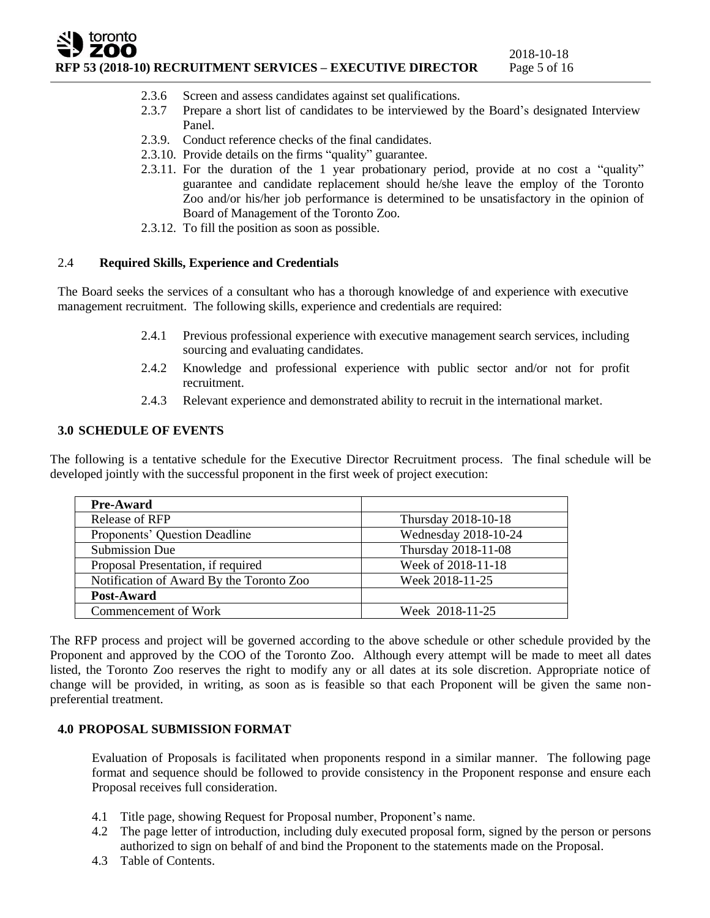2.3.6 Screen and assess candidates against set qualifications.

2.3.7 Prepare a short list of candidates to be interviewed by the Board's designated Interview Panel.

2.3.9. Conduct reference checks of the final candidates.

2.3.10. Provide details on the firms "quality" guarantee.

2.3.11. For the duration of the 1 year probationary period, provide at no cost a "quality" guarantee and candidate replacement should he/she leave the employ of the Toronto Zoo and/or his/her job performance is determined to be unsatisfactory in the opinion of Board of Management of the Toronto Zoo.

2.3.12. To fill the position as soon as possible.

### 2.4 **Required Skills, Experience and Credentials**

The Board seeks the services of a consultant who has a thorough knowledge of and experience with executive management recruitment. The following skills, experience and credentials are required:

2.4.1 Previous professional experience with executive management search services, including sourcing and evaluating candidates.

2.4.2 Knowledge and professional experience with public sector and/or not for profit recruitment.

2.4.3 Relevant experience and demonstrated ability to recruit in the international market.

## 3.0 SCHEDULE OF EVENTS

The following is a tentative schedule for the Executive Director Recruitment process. The final schedule will be developed jointly with the successful proponent in the first week of project execution:

| **Pre-Award** | |
|---|---|
| Release of RFP | Thursday 2018-10-18 |
| Proponents' Question Deadline | Wednesday 2018-10-24 |
| Submission Due | Thursday 2018-11-08 |
| Proposal Presentation, if required | Week of 2018-11-18 |
| Notification of Award By the Toronto Zoo | Week 2018-11-25 |
| **Post-Award** | |
| Commencement of Work | Week 2018-11-25 |

The RFP process and project will be governed according to the above schedule or other schedule provided by the Proponent and approved by the COO of the Toronto Zoo. Although every attempt will be made to meet all dates listed, the Toronto Zoo reserves the right to modify any or all dates at its sole discretion. Appropriate notice of change will be provided, in writing, as soon as is feasible so that each Proponent will be given the same non-preferential treatment.

## 4.0 PROPOSAL SUBMISSION FORMAT

Evaluation of Proposals is facilitated when proponents respond in a similar manner. The following page format and sequence should be followed to provide consistency in the Proponent response and ensure each Proposal receives full consideration.

4.1 Title page, showing Request for Proposal number, Proponent's name.

4.2 The page letter of introduction, including duly executed proposal form, signed by the person or persons authorized to sign on behalf of and bind the Proponent to the statements made on the Proposal.

4.3 Table of Contents.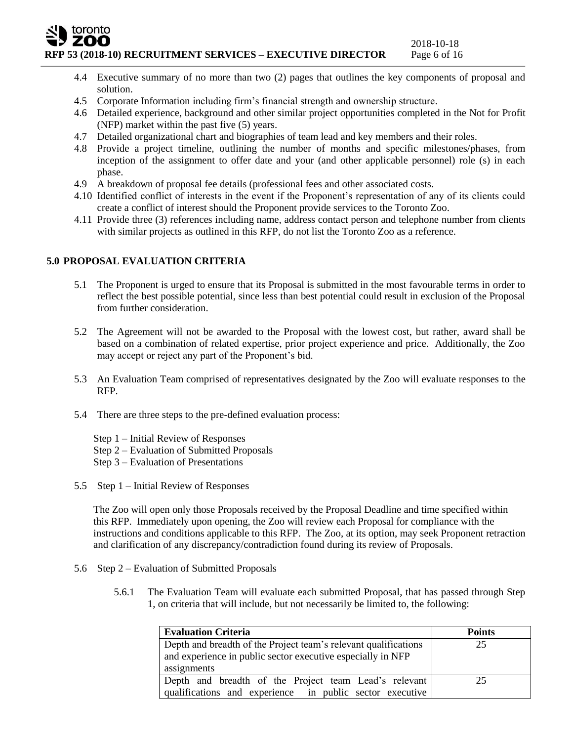4.4 Executive summary of no more than two (2) pages that outlines the key components of proposal and solution.

4.5 Corporate Information including firm's financial strength and ownership structure.

4.6 Detailed experience, background and other similar project opportunities completed in the Not for Profit (NFP) market within the past five (5) years.

4.7 Detailed organizational chart and biographies of team lead and key members and their roles.

4.8 Provide a project timeline, outlining the number of months and specific milestones/phases, from inception of the assignment to offer date and your (and other applicable personnel) role (s) in each phase.

4.9 A breakdown of proposal fee details (professional fees and other associated costs.

4.10 Identified conflict of interests in the event if the Proponent's representation of any of its clients could create a conflict of interest should the Proponent provide services to the Toronto Zoo.

4.11 Provide three (3) references including name, address contact person and telephone number from clients with similar projects as outlined in this RFP, do not list the Toronto Zoo as a reference.

## 5.0 PROPOSAL EVALUATION CRITERIA

5.1 The Proponent is urged to ensure that its Proposal is submitted in the most favourable terms in order to reflect the best possible potential, since less than best potential could result in exclusion of the Proposal from further consideration.

5.2 The Agreement will not be awarded to the Proposal with the lowest cost, but rather, award shall be based on a combination of related expertise, prior project experience and price. Additionally, the Zoo may accept or reject any part of the Proponent's bid.

5.3 An Evaluation Team comprised of representatives designated by the Zoo will evaluate responses to the RFP.

5.4 There are three steps to the pre-defined evaluation process:

Step 1 – Initial Review of Responses
Step 2 – Evaluation of Submitted Proposals
Step 3 – Evaluation of Presentations

5.5 Step 1 – Initial Review of Responses

The Zoo will open only those Proposals received by the Proposal Deadline and time specified within this RFP. Immediately upon opening, the Zoo will review each Proposal for compliance with the instructions and conditions applicable to this RFP. The Zoo, at its option, may seek Proponent retraction and clarification of any discrepancy/contradiction found during its review of Proposals.

5.6 Step 2 – Evaluation of Submitted Proposals

5.6.1 The Evaluation Team will evaluate each submitted Proposal, that has passed through Step 1, on criteria that will include, but not necessarily be limited to, the following:

| Evaluation Criteria | Points |
|---|---|
| Depth and breadth of the Project team's relevant qualifications and experience in public sector executive especially in NFP assignments | 25 |
| Depth and breadth of the Project team Lead's relevant qualifications and experience in public sector executive | 25 |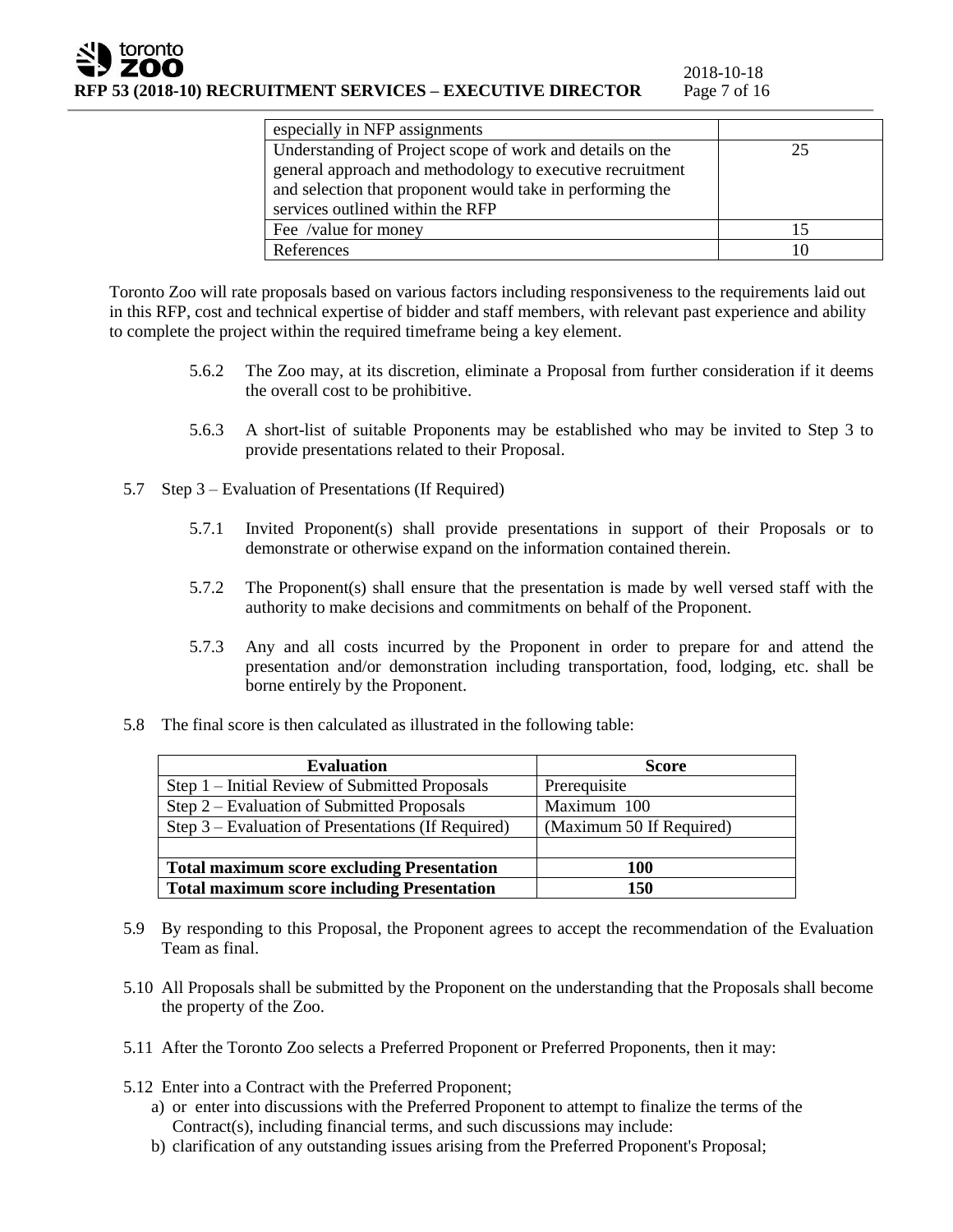| | |
|---|---|
| especially in NFP assignments | |
| Understanding of Project scope of work and details on the general approach and methodology to executive recruitment and selection that proponent would take in performing the services outlined within the RFP | 25 |
| Fee /value for money | 15 |
| References | 10 |

Toronto Zoo will rate proposals based on various factors including responsiveness to the requirements laid out in this RFP, cost and technical expertise of bidder and staff members, with relevant past experience and ability to complete the project within the required timeframe being a key element.

5.6.2 The Zoo may, at its discretion, eliminate a Proposal from further consideration if it deems the overall cost to be prohibitive.

5.6.3 A short-list of suitable Proponents may be established who may be invited to Step 3 to provide presentations related to their Proposal.

5.7 Step 3 – Evaluation of Presentations (If Required)

5.7.1 Invited Proponent(s) shall provide presentations in support of their Proposals or to demonstrate or otherwise expand on the information contained therein.

5.7.2 The Proponent(s) shall ensure that the presentation is made by well versed staff with the authority to make decisions and commitments on behalf of the Proponent.

5.7.3 Any and all costs incurred by the Proponent in order to prepare for and attend the presentation and/or demonstration including transportation, food, lodging, etc. shall be borne entirely by the Proponent.

5.8 The final score is then calculated as illustrated in the following table:

| Evaluation | Score |
|---|---|
| Step 1 – Initial Review of Submitted Proposals | Prerequisite |
| Step 2 – Evaluation of Submitted Proposals | Maximum 100 |
| Step 3 – Evaluation of Presentations (If Required) | (Maximum 50 If Required) |
| | |
| **Total maximum score excluding Presentation** | **100** |
| **Total maximum score including Presentation** | **150** |

5.9 By responding to this Proposal, the Proponent agrees to accept the recommendation of the Evaluation Team as final.

5.10 All Proposals shall be submitted by the Proponent on the understanding that the Proposals shall become the property of the Zoo.

5.11 After the Toronto Zoo selects a Preferred Proponent or Preferred Proponents, then it may:

5.12 Enter into a Contract with the Preferred Proponent;

a) or enter into discussions with the Preferred Proponent to attempt to finalize the terms of the Contract(s), including financial terms, and such discussions may include:

b) clarification of any outstanding issues arising from the Preferred Proponent's Proposal;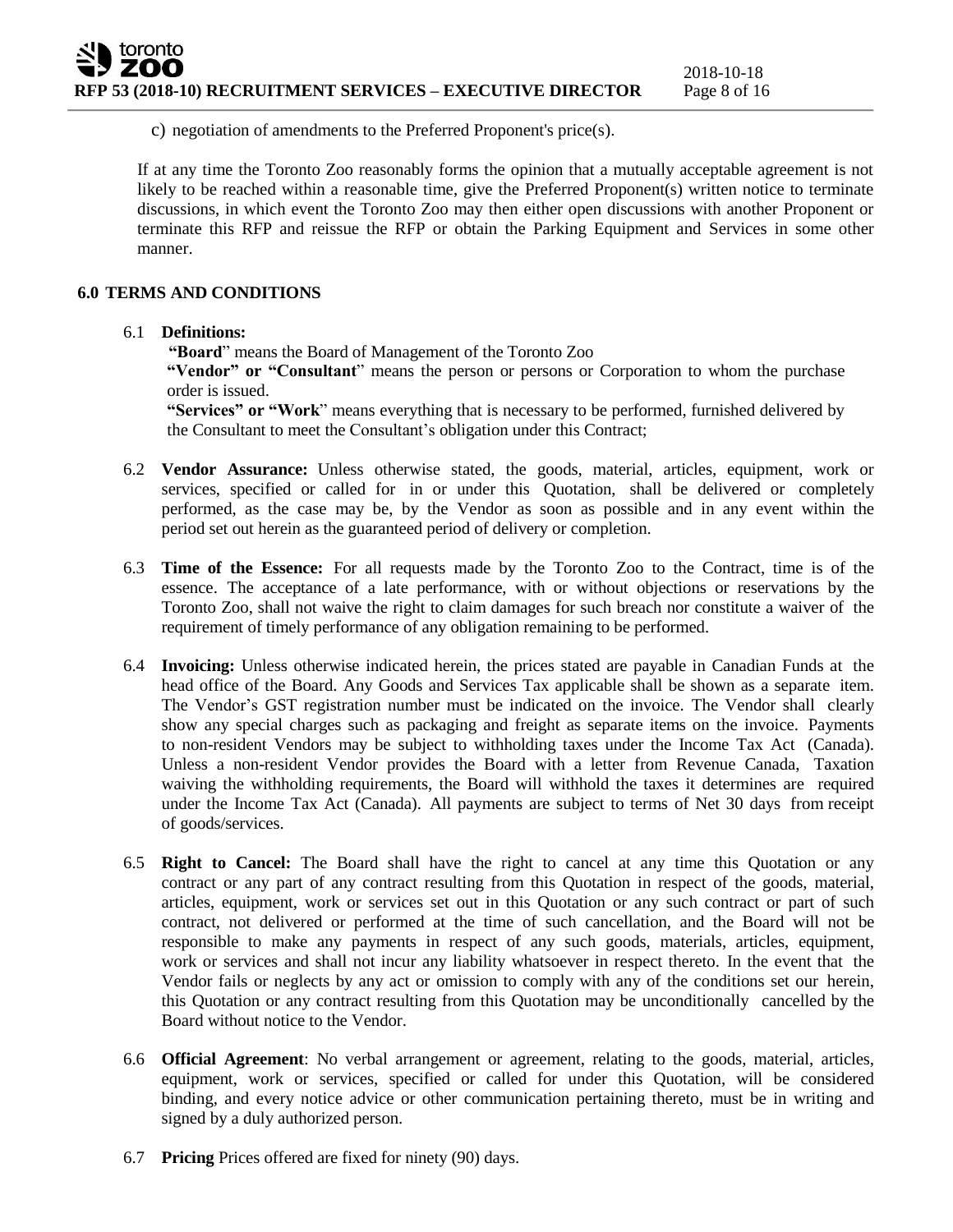c) negotiation of amendments to the Preferred Proponent's price(s).

If at any time the Toronto Zoo reasonably forms the opinion that a mutually acceptable agreement is not likely to be reached within a reasonable time, give the Preferred Proponent(s) written notice to terminate discussions, in which event the Toronto Zoo may then either open discussions with another Proponent or terminate this RFP and reissue the RFP or obtain the Parking Equipment and Services in some other manner.

## 6.0 TERMS AND CONDITIONS

6.1 **Definitions:**

**"Board"** means the Board of Management of the Toronto Zoo

**"Vendor" or "Consultant"** means the person or persons or Corporation to whom the purchase order is issued.

**"Services" or "Work"** means everything that is necessary to be performed, furnished delivered by the Consultant to meet the Consultant's obligation under this Contract;

6.2 **Vendor Assurance:** Unless otherwise stated, the goods, material, articles, equipment, work or services, specified or called for in or under this Quotation, shall be delivered or completely performed, as the case may be, by the Vendor as soon as possible and in any event within the period set out herein as the guaranteed period of delivery or completion.

6.3 **Time of the Essence:** For all requests made by the Toronto Zoo to the Contract, time is of the essence. The acceptance of a late performance, with or without objections or reservations by the Toronto Zoo, shall not waive the right to claim damages for such breach nor constitute a waiver of the requirement of timely performance of any obligation remaining to be performed.

6.4 **Invoicing:** Unless otherwise indicated herein, the prices stated are payable in Canadian Funds at the head office of the Board. Any Goods and Services Tax applicable shall be shown as a separate item. The Vendor's GST registration number must be indicated on the invoice. The Vendor shall clearly show any special charges such as packaging and freight as separate items on the invoice. Payments to non-resident Vendors may be subject to withholding taxes under the Income Tax Act (Canada). Unless a non-resident Vendor provides the Board with a letter from Revenue Canada, Taxation waiving the withholding requirements, the Board will withhold the taxes it determines are required under the Income Tax Act (Canada). All payments are subject to terms of Net 30 days from receipt of goods/services.

6.5 **Right to Cancel:** The Board shall have the right to cancel at any time this Quotation or any contract or any part of any contract resulting from this Quotation in respect of the goods, material, articles, equipment, work or services set out in this Quotation or any such contract or part of such contract, not delivered or performed at the time of such cancellation, and the Board will not be responsible to make any payments in respect of any such goods, materials, articles, equipment, work or services and shall not incur any liability whatsoever in respect thereto. In the event that the Vendor fails or neglects by any act or omission to comply with any of the conditions set our herein, this Quotation or any contract resulting from this Quotation may be unconditionally cancelled by the Board without notice to the Vendor.

6.6 **Official Agreement**: No verbal arrangement or agreement, relating to the goods, material, articles, equipment, work or services, specified or called for under this Quotation, will be considered binding, and every notice advice or other communication pertaining thereto, must be in writing and signed by a duly authorized person.

6.7 **Pricing** Prices offered are fixed for ninety (90) days.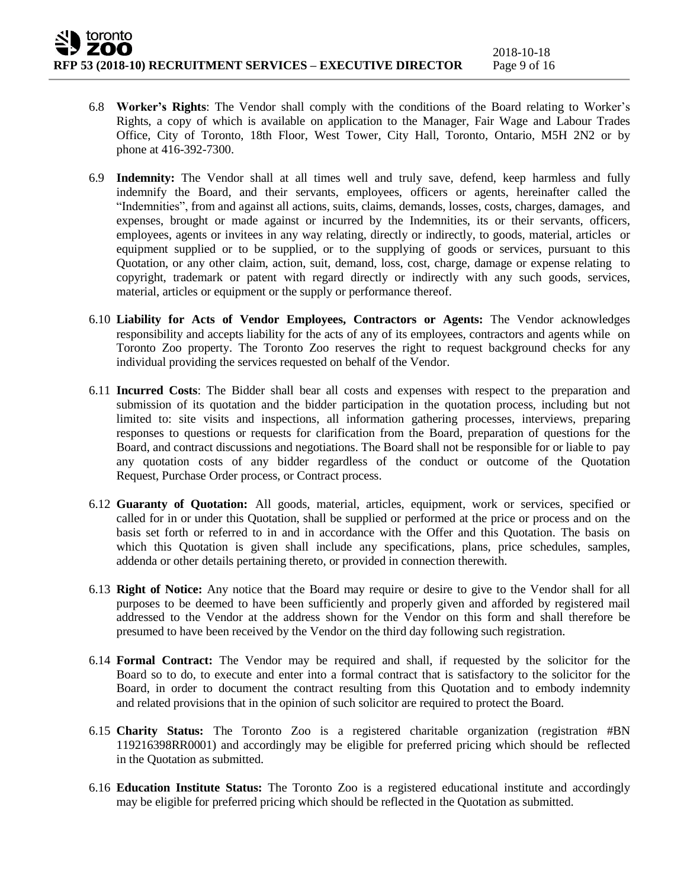6.8 **Worker's Rights**: The Vendor shall comply with the conditions of the Board relating to Worker's Rights, a copy of which is available on application to the Manager, Fair Wage and Labour Trades Office, City of Toronto, 18th Floor, West Tower, City Hall, Toronto, Ontario, M5H 2N2 or by phone at 416-392-7300.

6.9 **Indemnity:** The Vendor shall at all times well and truly save, defend, keep harmless and fully indemnify the Board, and their servants, employees, officers or agents, hereinafter called the "Indemnities", from and against all actions, suits, claims, demands, losses, costs, charges, damages, and expenses, brought or made against or incurred by the Indemnities, its or their servants, officers, employees, agents or invitees in any way relating, directly or indirectly, to goods, material, articles or equipment supplied or to be supplied, or to the supplying of goods or services, pursuant to this Quotation, or any other claim, action, suit, demand, loss, cost, charge, damage or expense relating to copyright, trademark or patent with regard directly or indirectly with any such goods, services, material, articles or equipment or the supply or performance thereof.

6.10 **Liability for Acts of Vendor Employees, Contractors or Agents:** The Vendor acknowledges responsibility and accepts liability for the acts of any of its employees, contractors and agents while on Toronto Zoo property. The Toronto Zoo reserves the right to request background checks for any individual providing the services requested on behalf of the Vendor.

6.11 **Incurred Costs**: The Bidder shall bear all costs and expenses with respect to the preparation and submission of its quotation and the bidder participation in the quotation process, including but not limited to: site visits and inspections, all information gathering processes, interviews, preparing responses to questions or requests for clarification from the Board, preparation of questions for the Board, and contract discussions and negotiations. The Board shall not be responsible for or liable to pay any quotation costs of any bidder regardless of the conduct or outcome of the Quotation Request, Purchase Order process, or Contract process.

6.12 **Guaranty of Quotation:** All goods, material, articles, equipment, work or services, specified or called for in or under this Quotation, shall be supplied or performed at the price or process and on the basis set forth or referred to in and in accordance with the Offer and this Quotation. The basis on which this Quotation is given shall include any specifications, plans, price schedules, samples, addenda or other details pertaining thereto, or provided in connection therewith.

6.13 **Right of Notice:** Any notice that the Board may require or desire to give to the Vendor shall for all purposes to be deemed to have been sufficiently and properly given and afforded by registered mail addressed to the Vendor at the address shown for the Vendor on this form and shall therefore be presumed to have been received by the Vendor on the third day following such registration.

6.14 **Formal Contract:** The Vendor may be required and shall, if requested by the solicitor for the Board so to do, to execute and enter into a formal contract that is satisfactory to the solicitor for the Board, in order to document the contract resulting from this Quotation and to embody indemnity and related provisions that in the opinion of such solicitor are required to protect the Board.

6.15 **Charity Status:** The Toronto Zoo is a registered charitable organization (registration #BN 119216398RR0001) and accordingly may be eligible for preferred pricing which should be reflected in the Quotation as submitted.

6.16 **Education Institute Status:** The Toronto Zoo is a registered educational institute and accordingly may be eligible for preferred pricing which should be reflected in the Quotation as submitted.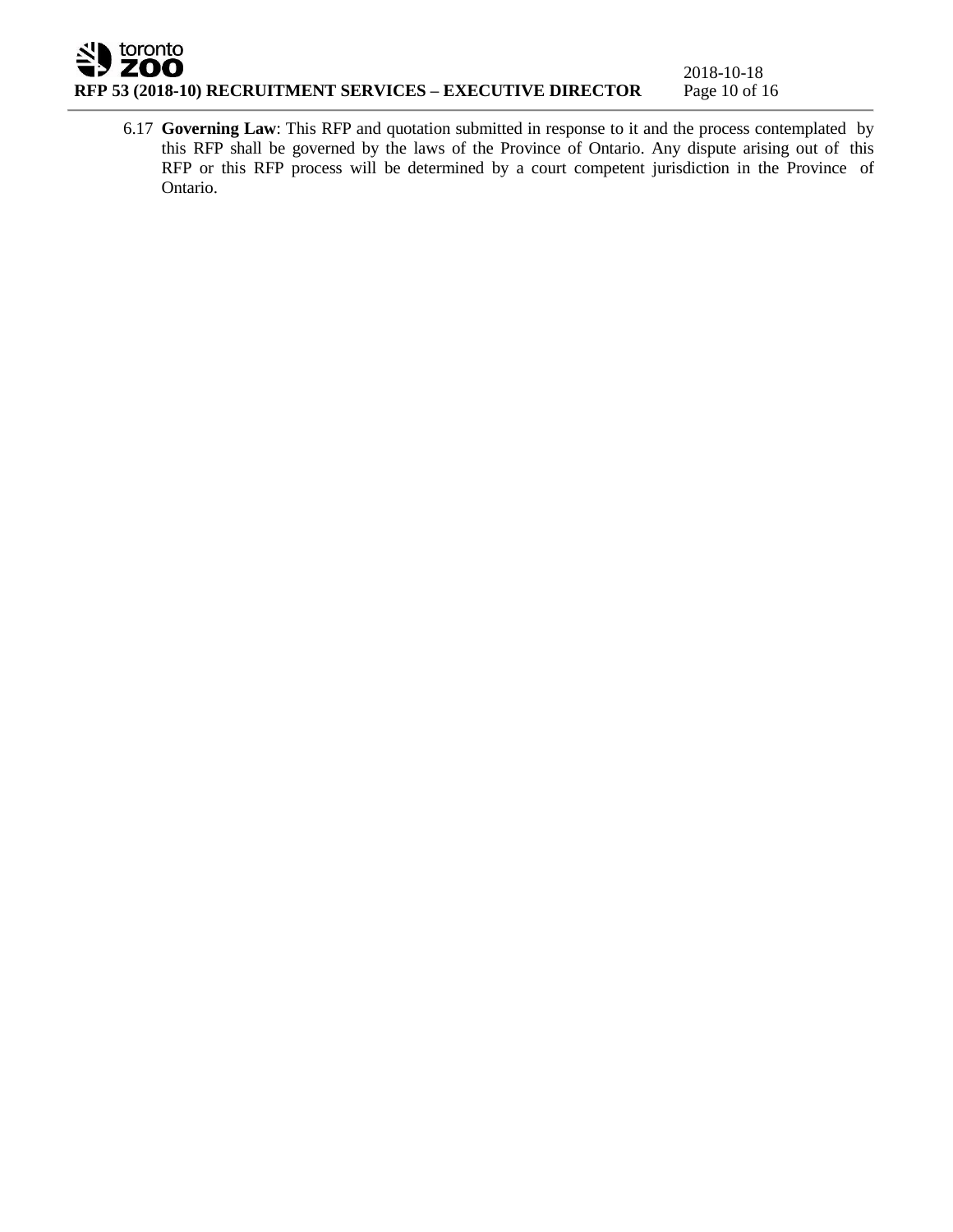6.17 **Governing Law**: This RFP and quotation submitted in response to it and the process contemplated by this RFP shall be governed by the laws of the Province of Ontario. Any dispute arising out of this RFP or this RFP process will be determined by a court competent jurisdiction in the Province of Ontario.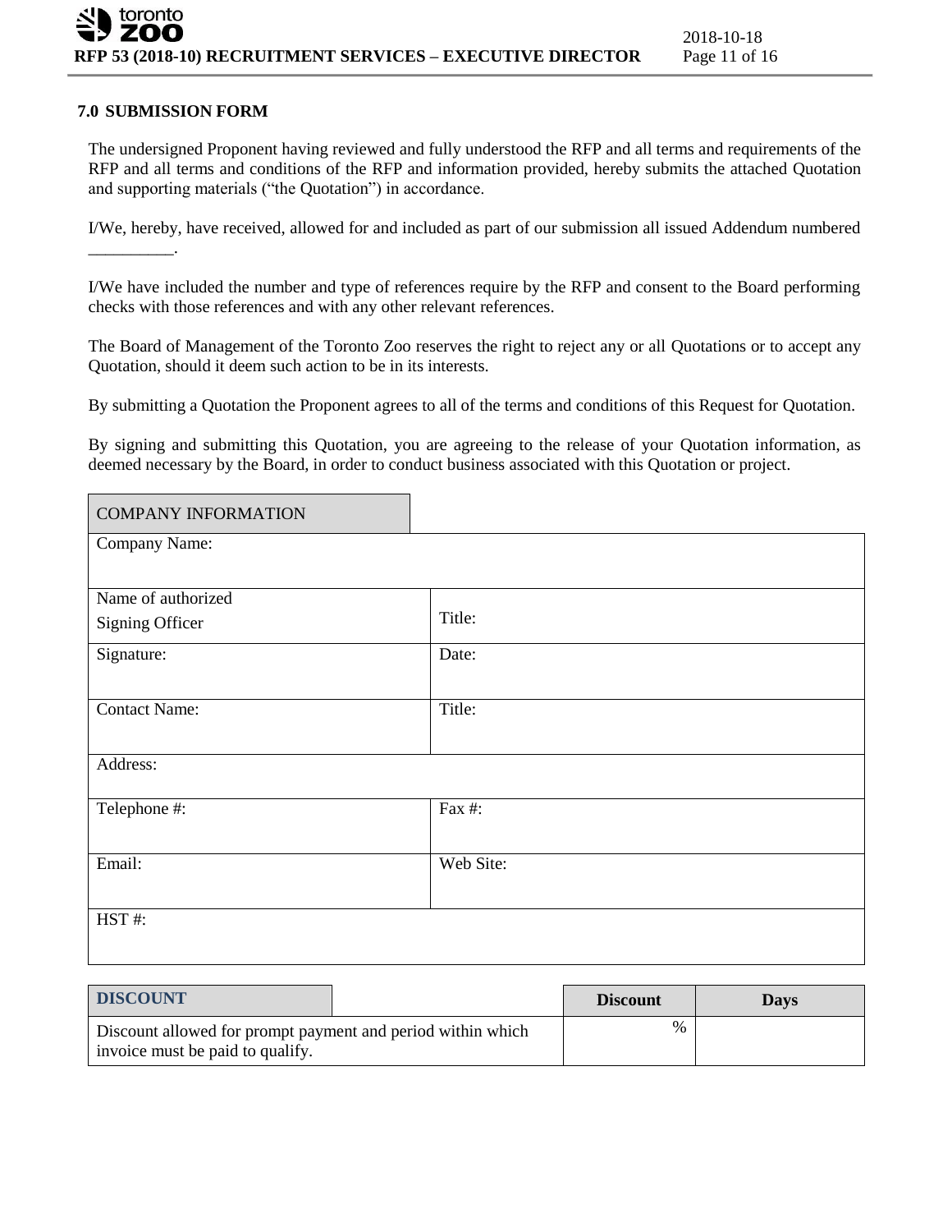## 7.0 SUBMISSION FORM

The undersigned Proponent having reviewed and fully understood the RFP and all terms and requirements of the RFP and all terms and conditions of the RFP and information provided, hereby submits the attached Quotation and supporting materials ("the Quotation") in accordance.

I/We, hereby, have received, allowed for and included as part of our submission all issued Addendum numbered __________.

I/We have included the number and type of references require by the RFP and consent to the Board performing checks with those references and with any other relevant references.

The Board of Management of the Toronto Zoo reserves the right to reject any or all Quotations or to accept any Quotation, should it deem such action to be in its interests.

By submitting a Quotation the Proponent agrees to all of the terms and conditions of this Request for Quotation.

By signing and submitting this Quotation, you are agreeing to the release of your Quotation information, as deemed necessary by the Board, in order to conduct business associated with this Quotation or project.

| COMPANY INFORMATION | |
|---|---|
| Company Name: | |
| Name of authorized Signing Officer | Title: |
| Signature: | Date: |
| Contact Name: | Title: |
| Address: | |
| Telephone #: | Fax #: |
| Email: | Web Site: |
| HST #: | |

| DISCOUNT | Discount | Days |
|---|---|---|
| Discount allowed for prompt payment and period within which invoice must be paid to qualify. | % | |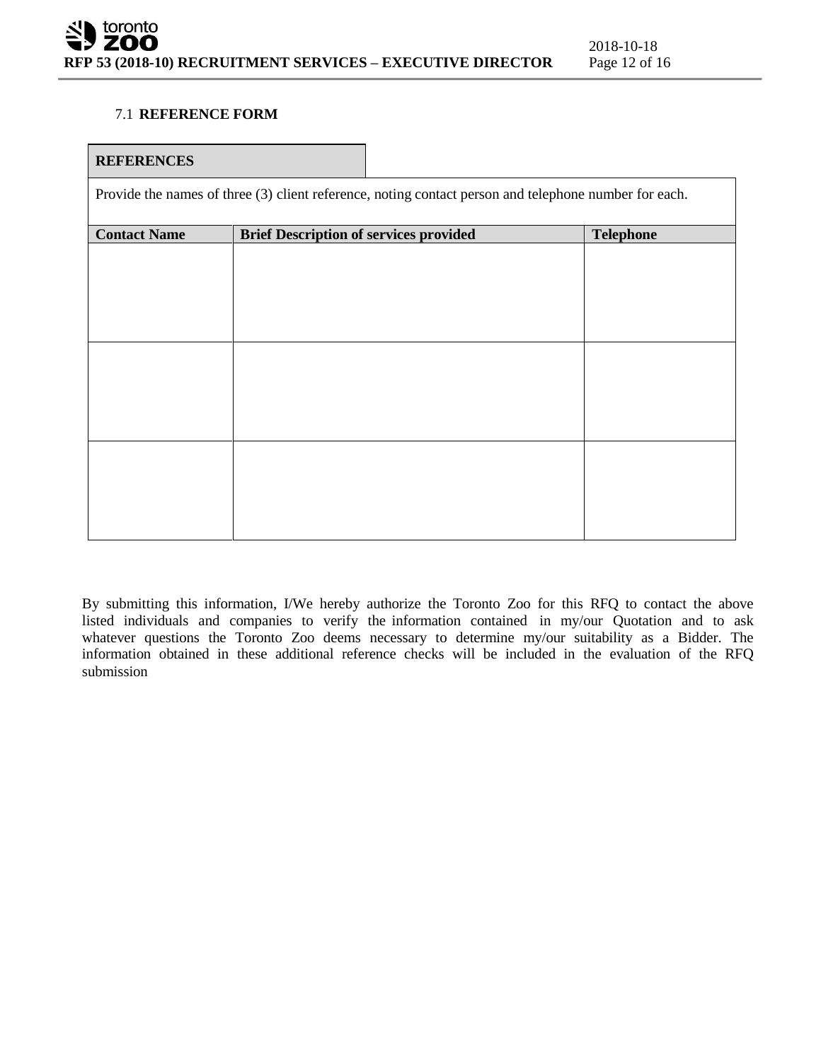### 7.1 REFERENCE FORM

| **REFERENCES** | | |
|---|---|---|
| Provide the names of three (3) client reference, noting contact person and telephone number for each. | | |
| **Contact Name** | **Brief Description of services provided** | **Telephone** |
| | | |
| | | |
| | | |

By submitting this information, I/We hereby authorize the Toronto Zoo for this RFQ to contact the above listed individuals and companies to verify the information contained in my/our Quotation and to ask whatever questions the Toronto Zoo deems necessary to determine my/our suitability as a Bidder. The information obtained in these additional reference checks will be included in the evaluation of the RFQ submission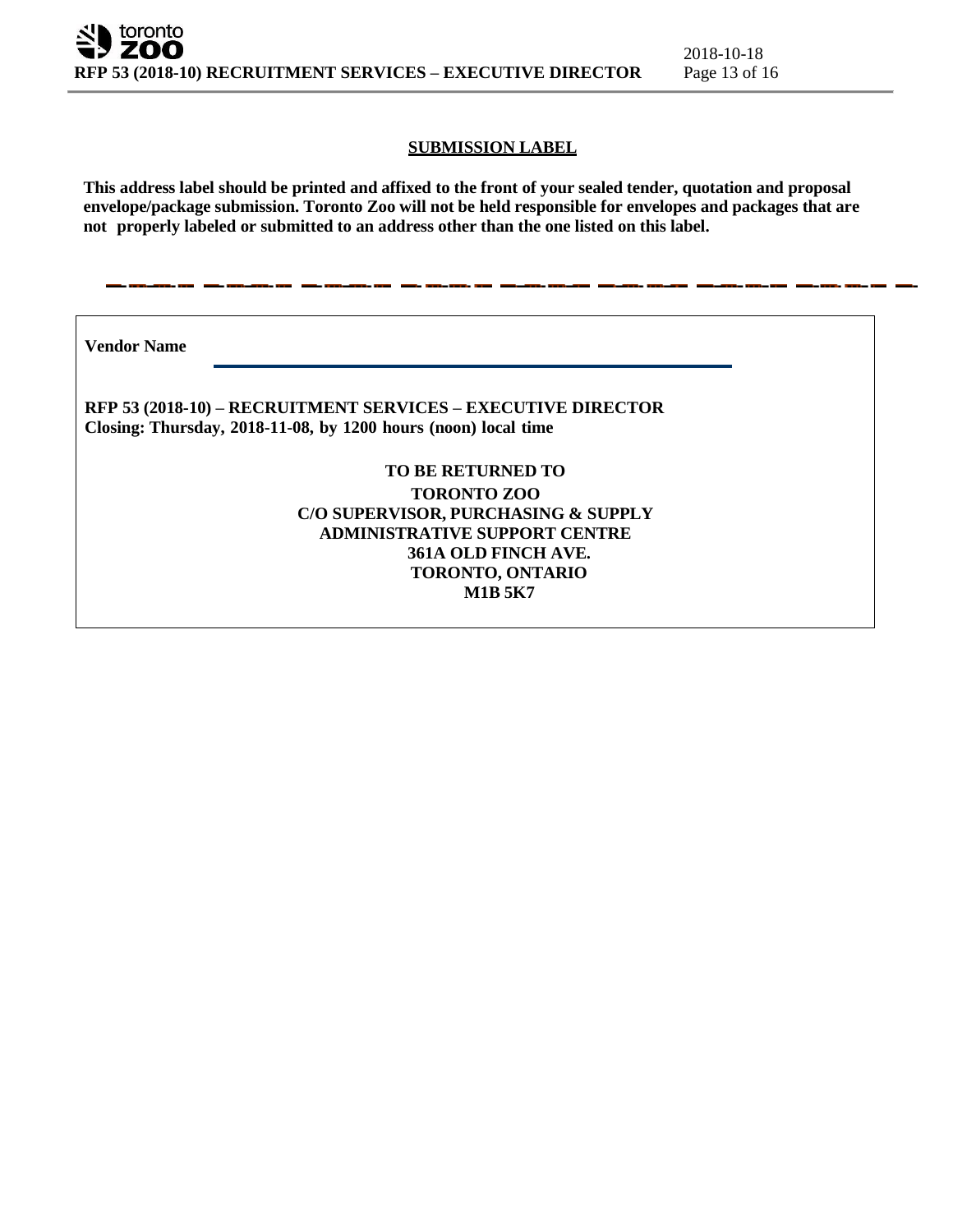## SUBMISSION LABEL

**This address label should be printed and affixed to the front of your sealed tender, quotation and proposal envelope/package submission. Toronto Zoo will not be held responsible for envelopes and packages that are not properly labeled or submitted to an address other than the one listed on this label.**

---

**Vendor Name** ______________________________________________

**RFP 53 (2018-10) – RECRUITMENT SERVICES – EXECUTIVE DIRECTOR**
**Closing: Thursday, 2018-11-08, by 1200 hours (noon) local time**

**TO BE RETURNED TO**

**TORONTO ZOO**
**C/O SUPERVISOR, PURCHASING & SUPPLY**
**ADMINISTRATIVE SUPPORT CENTRE**
**361A OLD FINCH AVE.**
**TORONTO, ONTARIO**
**M1B 5K7**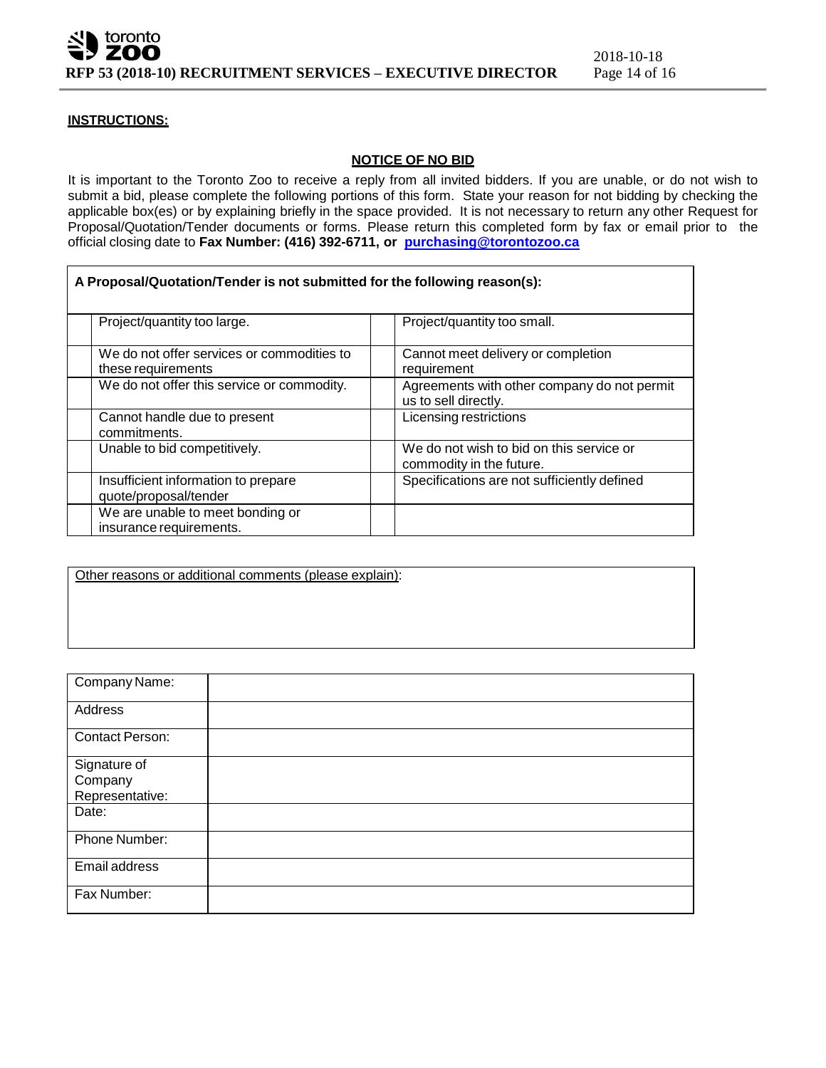**INSTRUCTIONS:**

## NOTICE OF NO BID

It is important to the Toronto Zoo to receive a reply from all invited bidders. If you are unable, or do not wish to submit a bid, please complete the following portions of this form. State your reason for not bidding by checking the applicable box(es) or by explaining briefly in the space provided. It is not necessary to return any other Request for Proposal/Quotation/Tender documents or forms. Please return this completed form by fax or email prior to the official closing date to **Fax Number: (416) 392-6711, or** **purchasing@torontozoo.ca**

**A Proposal/Quotation/Tender is not submitted for the following reason(s):**

| | | | |
|---|---|---|---|
| | Project/quantity too large. | | Project/quantity too small. |
| | We do not offer services or commodities to these requirements | | Cannot meet delivery or completion requirement |
| | We do not offer this service or commodity. | | Agreements with other company do not permit us to sell directly. |
| | Cannot handle due to present commitments. | | Licensing restrictions |
| | Unable to bid competitively. | | We do not wish to bid on this service or commodity in the future. |
| | Insufficient information to prepare quote/proposal/tender | | Specifications are not sufficiently defined |
| | We are unable to meet bonding or insurance requirements. | | |

Other reasons or additional comments (please explain):

| | |
|---|---|
| Company Name: | |
| Address | |
| Contact Person: | |
| Signature of Company Representative: | |
| Date: | |
| Phone Number: | |
| Email address | |
| Fax Number: | |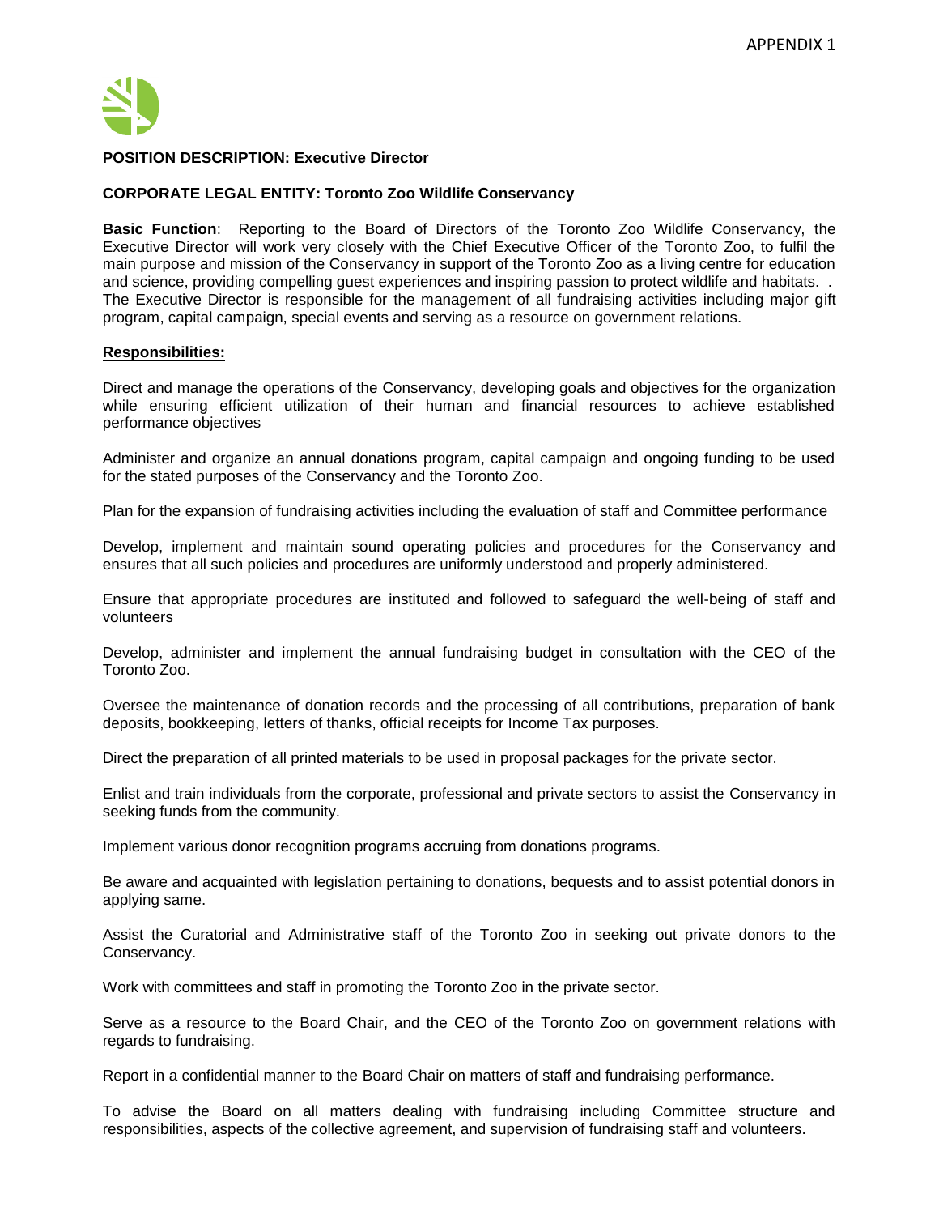APPENDIX 1

**POSITION DESCRIPTION: Executive Director**

**CORPORATE LEGAL ENTITY: Toronto Zoo Wildlife Conservancy**

**Basic Function**: Reporting to the Board of Directors of the Toronto Zoo Wildlife Conservancy, the Executive Director will work very closely with the Chief Executive Officer of the Toronto Zoo, to fulfil the main purpose and mission of the Conservancy in support of the Toronto Zoo as a living centre for education and science, providing compelling guest experiences and inspiring passion to protect wildlife and habitats. . The Executive Director is responsible for the management of all fundraising activities including major gift program, capital campaign, special events and serving as a resource on government relations.

**Responsibilities:**

Direct and manage the operations of the Conservancy, developing goals and objectives for the organization while ensuring efficient utilization of their human and financial resources to achieve established performance objectives

Administer and organize an annual donations program, capital campaign and ongoing funding to be used for the stated purposes of the Conservancy and the Toronto Zoo.

Plan for the expansion of fundraising activities including the evaluation of staff and Committee performance

Develop, implement and maintain sound operating policies and procedures for the Conservancy and ensures that all such policies and procedures are uniformly understood and properly administered.

Ensure that appropriate procedures are instituted and followed to safeguard the well-being of staff and volunteers

Develop, administer and implement the annual fundraising budget in consultation with the CEO of the Toronto Zoo.

Oversee the maintenance of donation records and the processing of all contributions, preparation of bank deposits, bookkeeping, letters of thanks, official receipts for Income Tax purposes.

Direct the preparation of all printed materials to be used in proposal packages for the private sector.

Enlist and train individuals from the corporate, professional and private sectors to assist the Conservancy in seeking funds from the community.

Implement various donor recognition programs accruing from donations programs.

Be aware and acquainted with legislation pertaining to donations, bequests and to assist potential donors in applying same.

Assist the Curatorial and Administrative staff of the Toronto Zoo in seeking out private donors to the Conservancy.

Work with committees and staff in promoting the Toronto Zoo in the private sector.

Serve as a resource to the Board Chair, and the CEO of the Toronto Zoo on government relations with regards to fundraising.

Report in a confidential manner to the Board Chair on matters of staff and fundraising performance.

To advise the Board on all matters dealing with fundraising including Committee structure and responsibilities, aspects of the collective agreement, and supervision of fundraising staff and volunteers.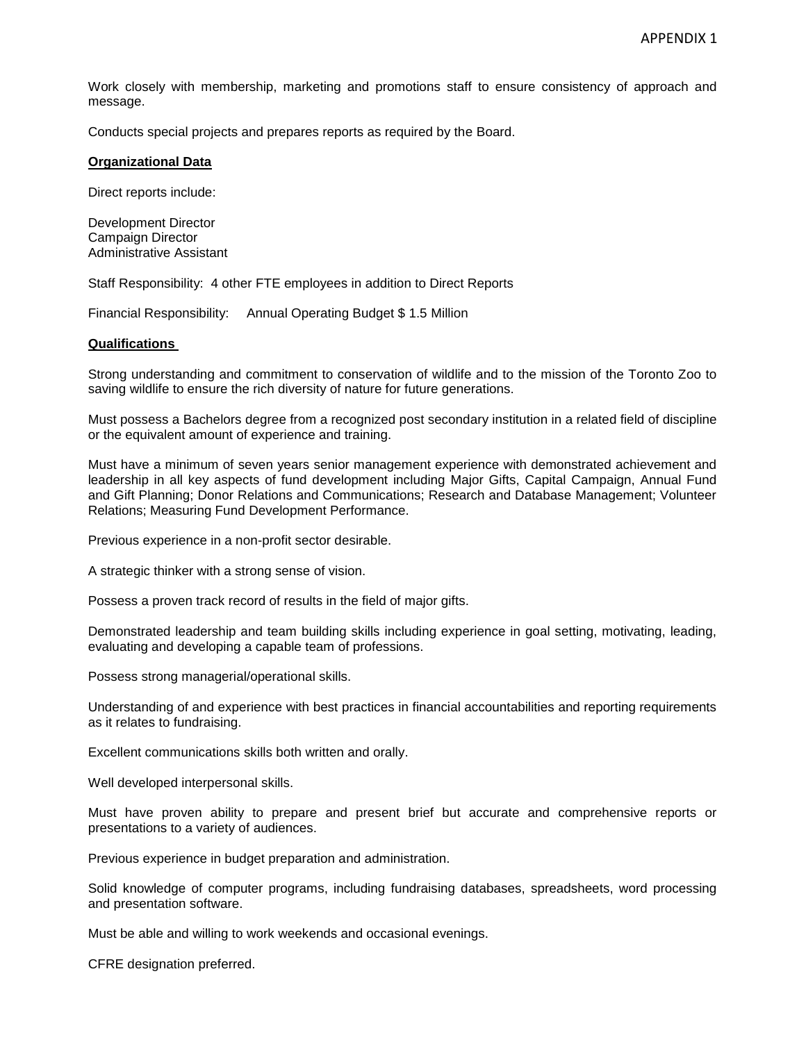Work closely with membership, marketing and promotions staff to ensure consistency of approach and message.

Conducts special projects and prepares reports as required by the Board.

**Organizational Data**

Direct reports include:

Development Director
Campaign Director
Administrative Assistant

Staff Responsibility: 4 other FTE employees in addition to Direct Reports

Financial Responsibility: Annual Operating Budget $ 1.5 Million

**Qualifications**

Strong understanding and commitment to conservation of wildlife and to the mission of the Toronto Zoo to saving wildlife to ensure the rich diversity of nature for future generations.

Must possess a Bachelors degree from a recognized post secondary institution in a related field of discipline or the equivalent amount of experience and training.

Must have a minimum of seven years senior management experience with demonstrated achievement and leadership in all key aspects of fund development including Major Gifts, Capital Campaign, Annual Fund and Gift Planning; Donor Relations and Communications; Research and Database Management; Volunteer Relations; Measuring Fund Development Performance.

Previous experience in a non-profit sector desirable.

A strategic thinker with a strong sense of vision.

Possess a proven track record of results in the field of major gifts.

Demonstrated leadership and team building skills including experience in goal setting, motivating, leading, evaluating and developing a capable team of professions.

Possess strong managerial/operational skills.

Understanding of and experience with best practices in financial accountabilities and reporting requirements as it relates to fundraising.

Excellent communications skills both written and orally.

Well developed interpersonal skills.

Must have proven ability to prepare and present brief but accurate and comprehensive reports or presentations to a variety of audiences.

Previous experience in budget preparation and administration.

Solid knowledge of computer programs, including fundraising databases, spreadsheets, word processing and presentation software.

Must be able and willing to work weekends and occasional evenings.

CFRE designation preferred.